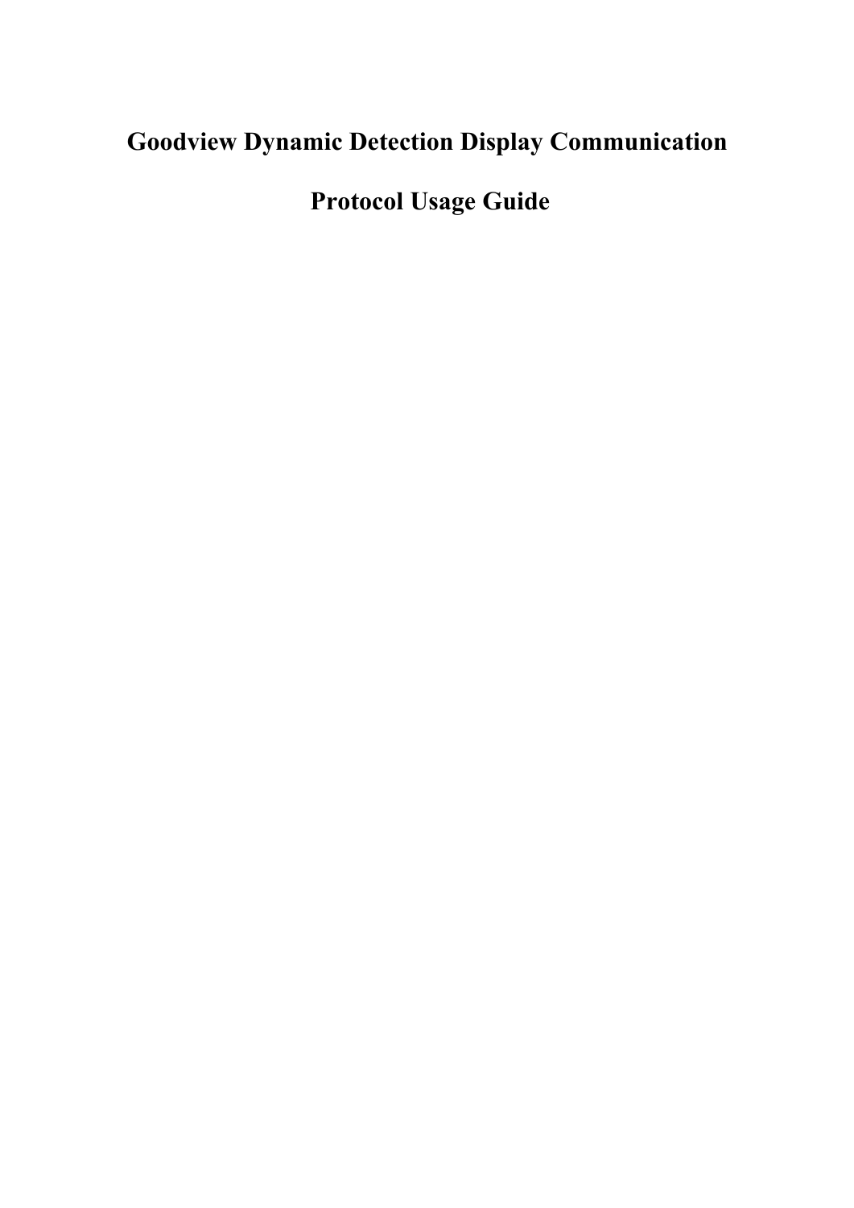# Goodview Dynamic Detection Display Communication Protocol Usage Guide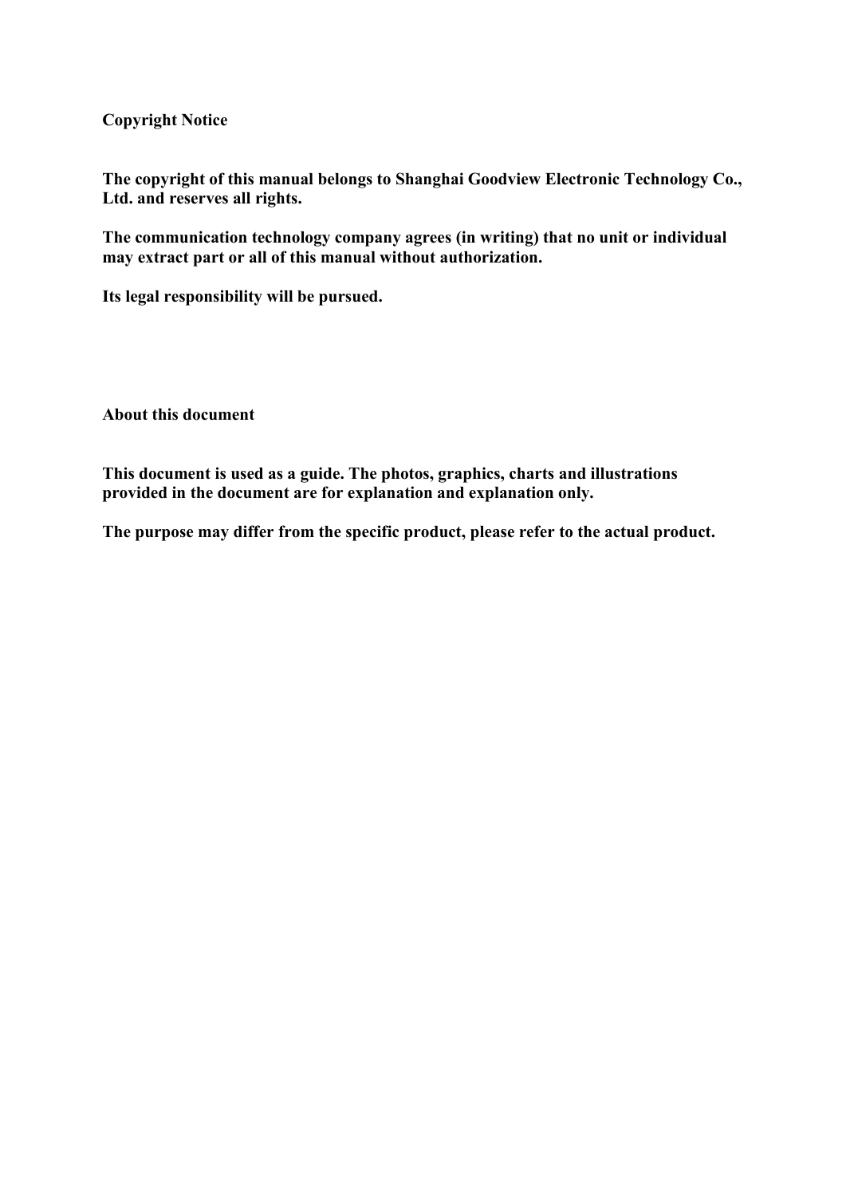## Copyright Notice

**The copyright of this manual belongs to Shanghai Goodview Electronic Technology Co., Ltd. and reserves all rights.**

**The communication technology company agrees (in writing) that no unit or individual may extract part or all of this manual without authorization.**

**Its legal responsibility will be pursued.**

## About this document

**This document is used as a guide. The photos, graphics, charts and illustrations provided in the document are for explanation and explanation only.**

**The purpose may differ from the specific product, please refer to the actual product.**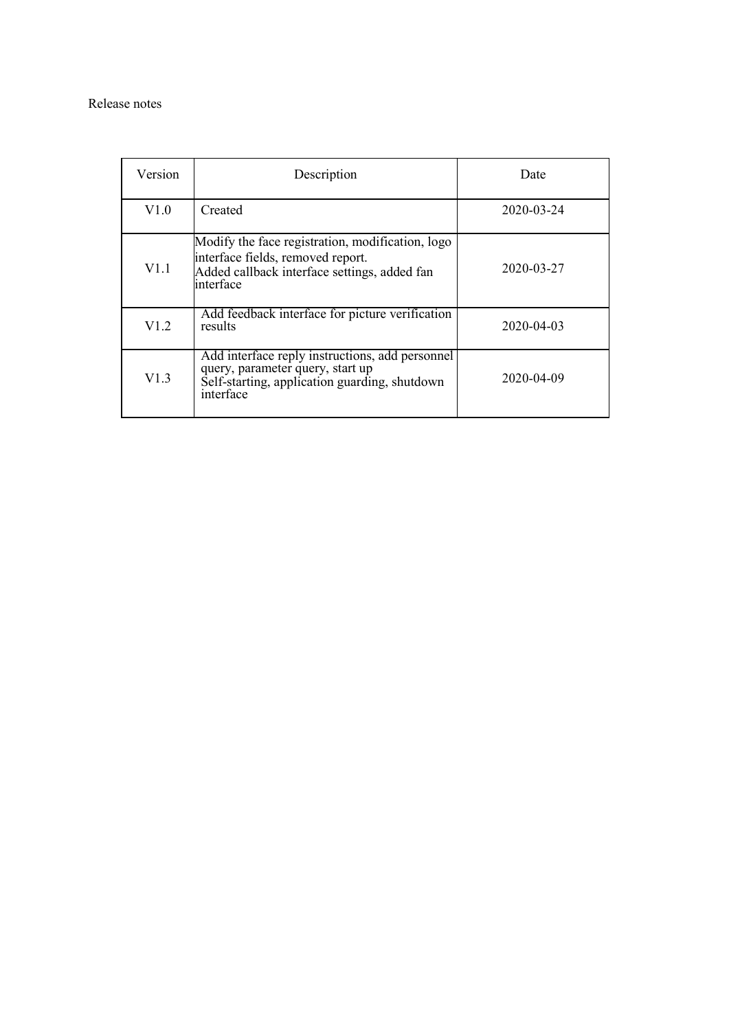Release notes

| Version | Description | Date |
|---|---|---|
| V1.0 | Created | 2020-03-24 |
| V1.1 | Modify the face registration, modification, logo interface fields, removed report. Added callback interface settings, added fan interface | 2020-03-27 |
| V1.2 | Add feedback interface for picture verification results | 2020-04-03 |
| V1.3 | Add interface reply instructions, add personnel query, parameter query, start up Self-starting, application guarding, shutdown interface | 2020-04-09 |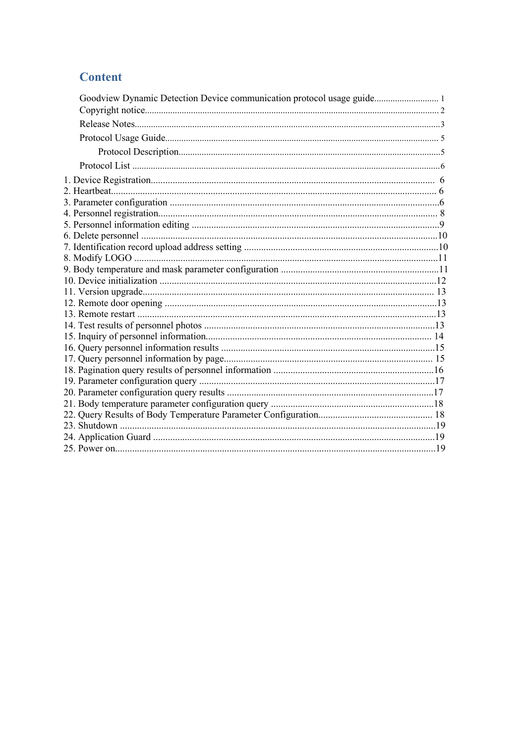# Content

Goodview Dynamic Detection Device communication protocol usage guide........................... 1

Copyright notice........................................................................................................... 2

Release Notes............................................................................................................... 3

Protocol Usage Guide................................................................................................... 5

Protocol Description........................................................................................... 5

Protocol List .................................................................................................................. 6

1. Device Registration.................................................................................................. 6
2. Heartbeat.................................................................................................................. 6
3. Parameter configuration .......................................................................................... 6
4. Personnel registration............................................................................................... 8
5. Personnel information editing .................................................................................. 9
6. Delete personnel ...................................................................................................... 10
7. Identification record upload address setting ............................................................ 10
8. Modify LOGO .......................................................................................................... 11
9. Body temperature and mask parameter configuration ............................................. 11
10. Device initialization ................................................................................................ 12
11. Version upgrade....................................................................................................... 13
12. Remote door opening .............................................................................................. 13
13. Remote restart ......................................................................................................... 13
14. Test results of personnel photos ............................................................................. 13
15. Inquiry of personnel information............................................................................ 14
16. Query personnel information results ...................................................................... 15
17. Query personnel information by page..................................................................... 15
18. Pagination query results of personnel information ................................................. 16
19. Parameter configuration query ............................................................................... 17
20. Parameter configuration query results .................................................................... 17
21. Body temperature parameter configuration query .................................................. 18
22. Query Results of Body Temperature Parameter Configuration.............................. 18
23. Shutdown ............................................................................................................... 19
24. Application Guard .................................................................................................. 19
25. Power on.................................................................................................................. 19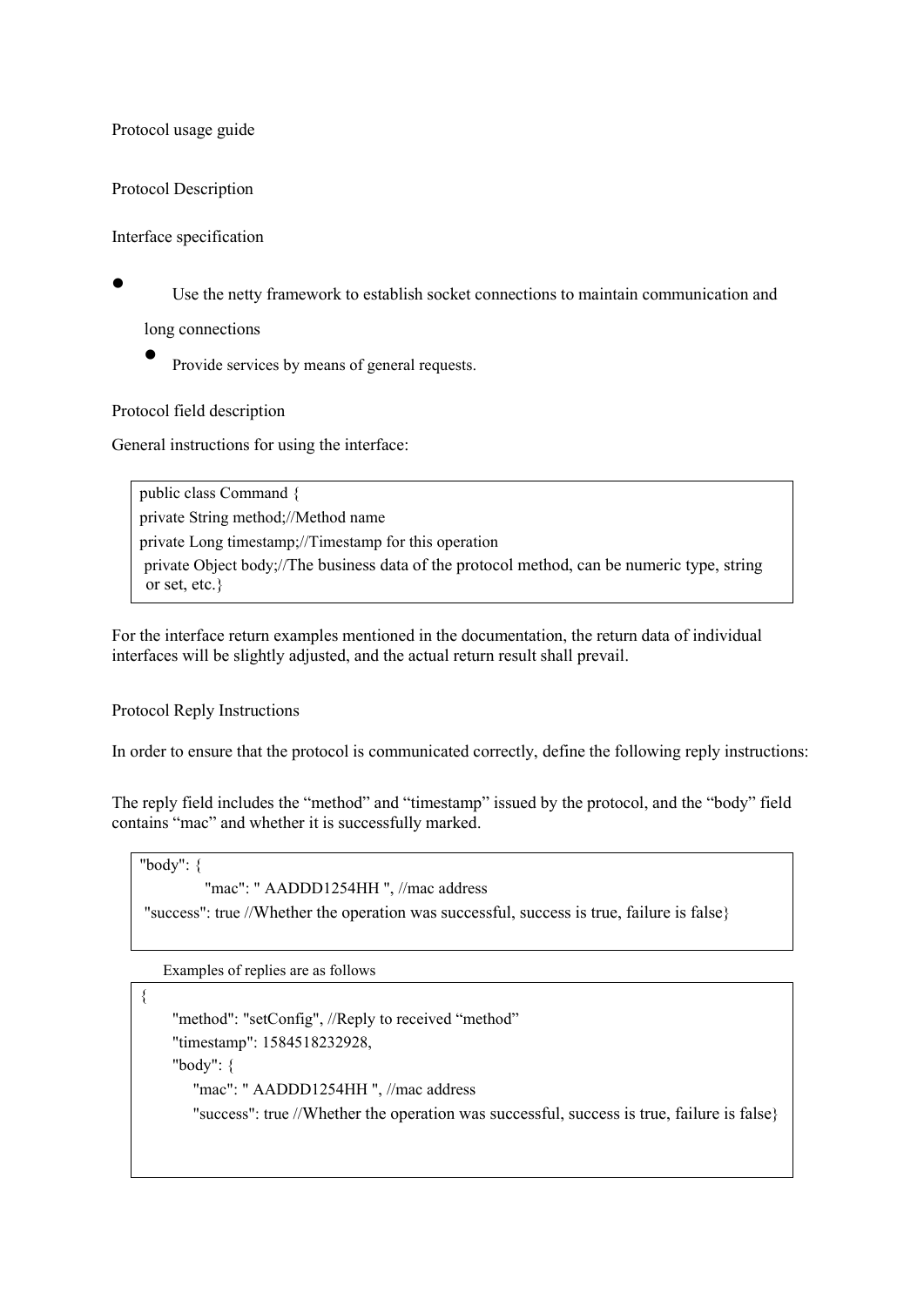# Protocol usage guide

## Protocol Description

### Interface specification

- Use the netty framework to establish socket connections to maintain communication and long connections
- Provide services by means of general requests.

### Protocol field description

General instructions for using the interface:

```
public class Command {
private String method;//Method name
private Long timestamp;//Timestamp for this operation
private Object body;//The business data of the protocol method, can be numeric type, string or set, etc.}
```

For the interface return examples mentioned in the documentation, the return data of individual interfaces will be slightly adjusted, and the actual return result shall prevail.

### Protocol Reply Instructions

In order to ensure that the protocol is communicated correctly, define the following reply instructions:

The reply field includes the “method” and “timestamp” issued by the protocol, and the “body” field contains “mac” and whether it is successfully marked.

```
"body": {
        "mac": " AADDD1254HH ", //mac address
 "success": true //Whether the operation was successful, success is true, failure is false}
```

Examples of replies are as follows

```
{
    "method": "setConfig", //Reply to received “method”
    "timestamp": 1584518232928,
    "body": {
        "mac": " AADDD1254HH ", //mac address
        "success": true //Whether the operation was successful, success is true, failure is false}
```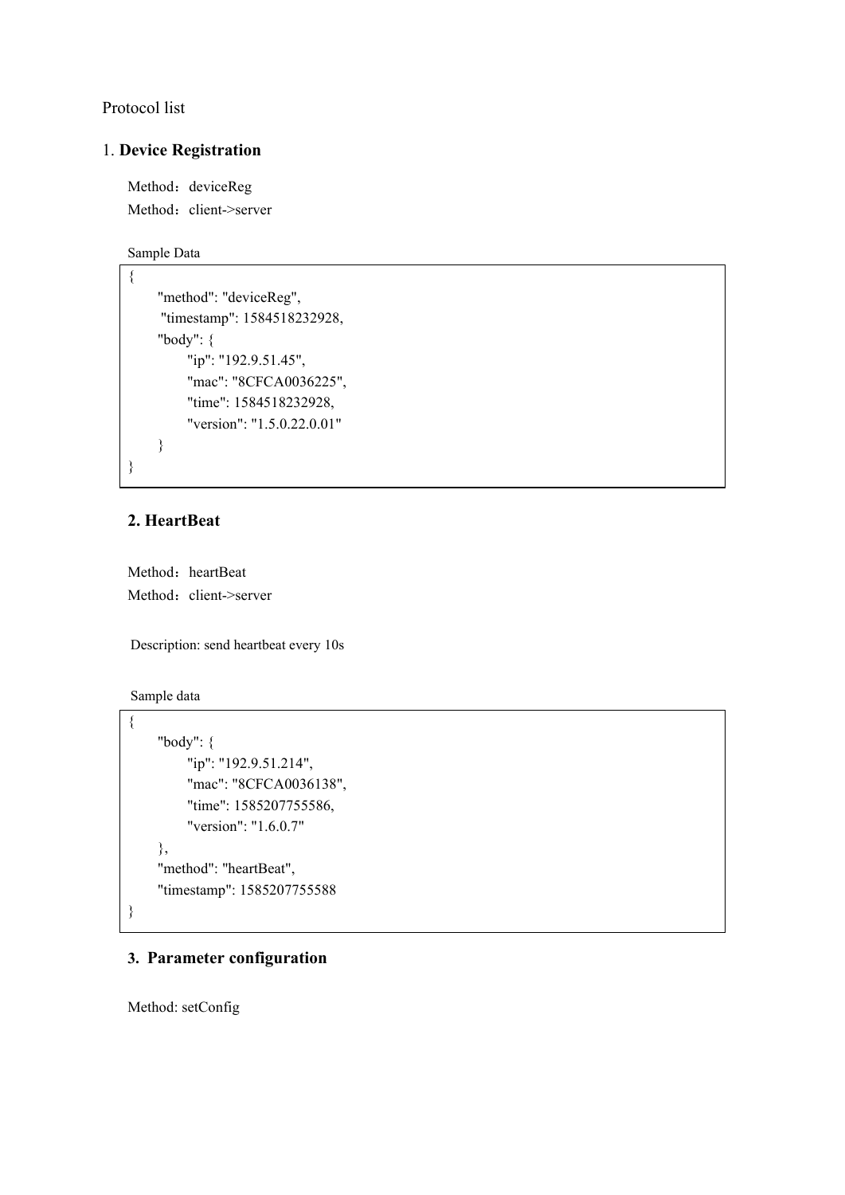Protocol list

## 1. **Device Registration**

Method：deviceReg

Method：client->server

Sample Data

```
{
    "method": "deviceReg",
     "timestamp": 1584518232928,
    "body": {
        "ip": "192.9.51.45",
        "mac": "8CFCA0036225",
        "time": 1584518232928,
        "version": "1.5.0.22.0.01"
    }
}
```

## **2. HeartBeat**

Method：heartBeat

Method：client->server

Description: send heartbeat every 10s

Sample data

```
{
    "body": {
        "ip": "192.9.51.214",
        "mac": "8CFCA0036138",
        "time": 1585207755586,
        "version": "1.6.0.7"
    },
    "method": "heartBeat",
    "timestamp": 1585207755588
}
```

## **3. Parameter configuration**

Method: setConfig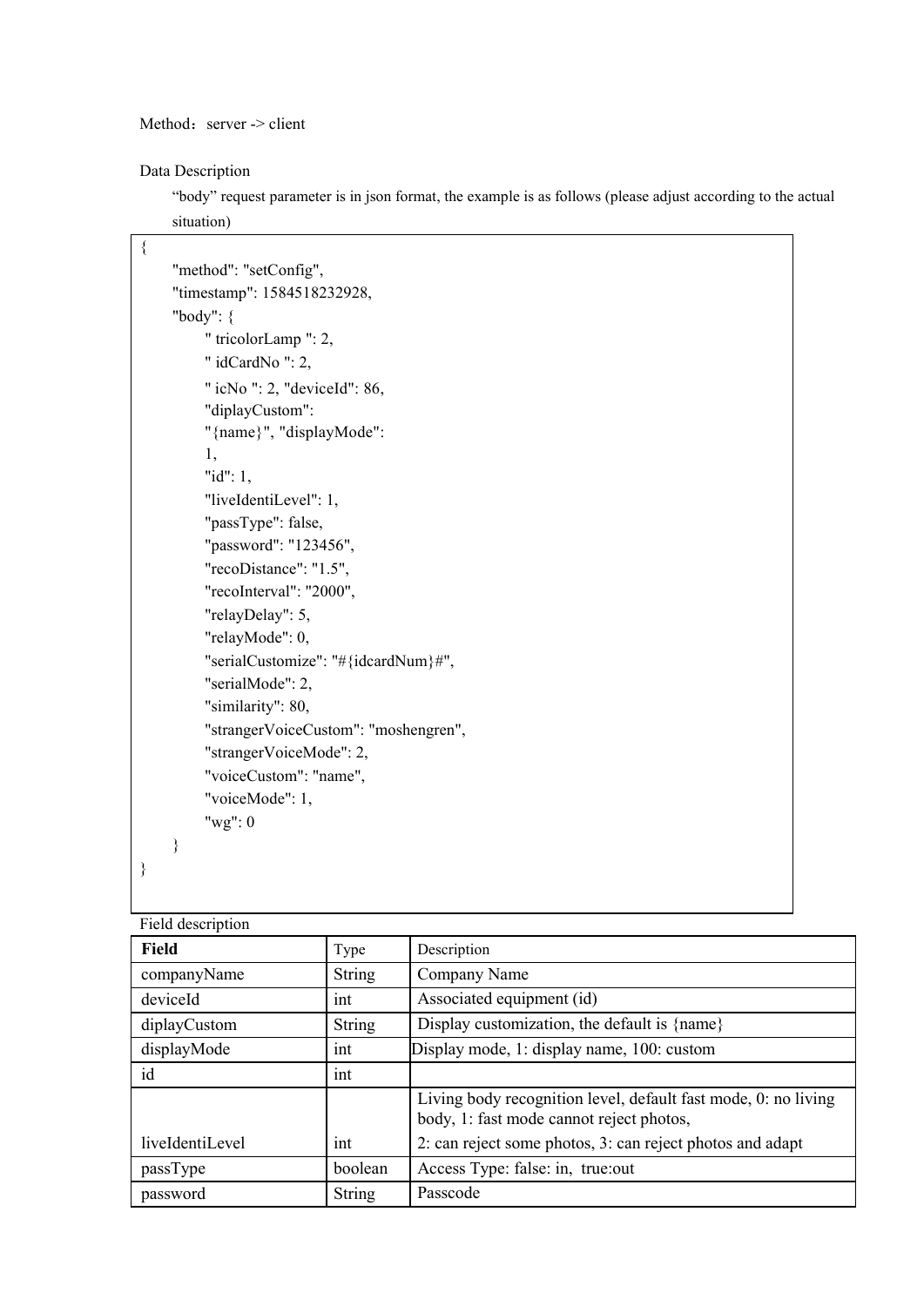Method：server -> client

Data Description

"body" request parameter is in json format, the example is as follows (please adjust according to the actual situation)

```
{
    "method": "setConfig",
    "timestamp": 1584518232928,
    "body": {
        " tricolorLamp ": 2,
        " idCardNo ": 2,
        " icNo ": 2, "deviceId": 86,
        "diplayCustom":
        "{name}", "displayMode":
        1,
        "id": 1,
        "liveIdentiLevel": 1,
        "passType": false,
        "password": "123456",
        "recoDistance": "1.5",
        "recoInterval": "2000",
        "relayDelay": 5,
        "relayMode": 0,
        "serialCustomize": "#{idcardNum}#",
        "serialMode": 2,
        "similarity": 80,
        "strangerVoiceCustom": "moshengren",
        "strangerVoiceMode": 2,
        "voiceCustom": "name",
        "voiceMode": 1,
        "wg": 0
    }
}
```

Field description

| Field | Type | Description |
|---|---|---|
| companyName | String | Company Name |
| deviceId | int | Associated equipment (id) |
| diplayCustom | String | Display customization, the default is {name} |
| displayMode | int | Display mode, 1: display name, 100: custom |
| id | int | |
| liveIdentiLevel | int | Living body recognition level, default fast mode, 0: no living body, 1: fast mode cannot reject photos,<br>2: can reject some photos, 3: can reject photos and adapt |
| passType | boolean | Access Type: false: in, true:out |
| password | String | Passcode |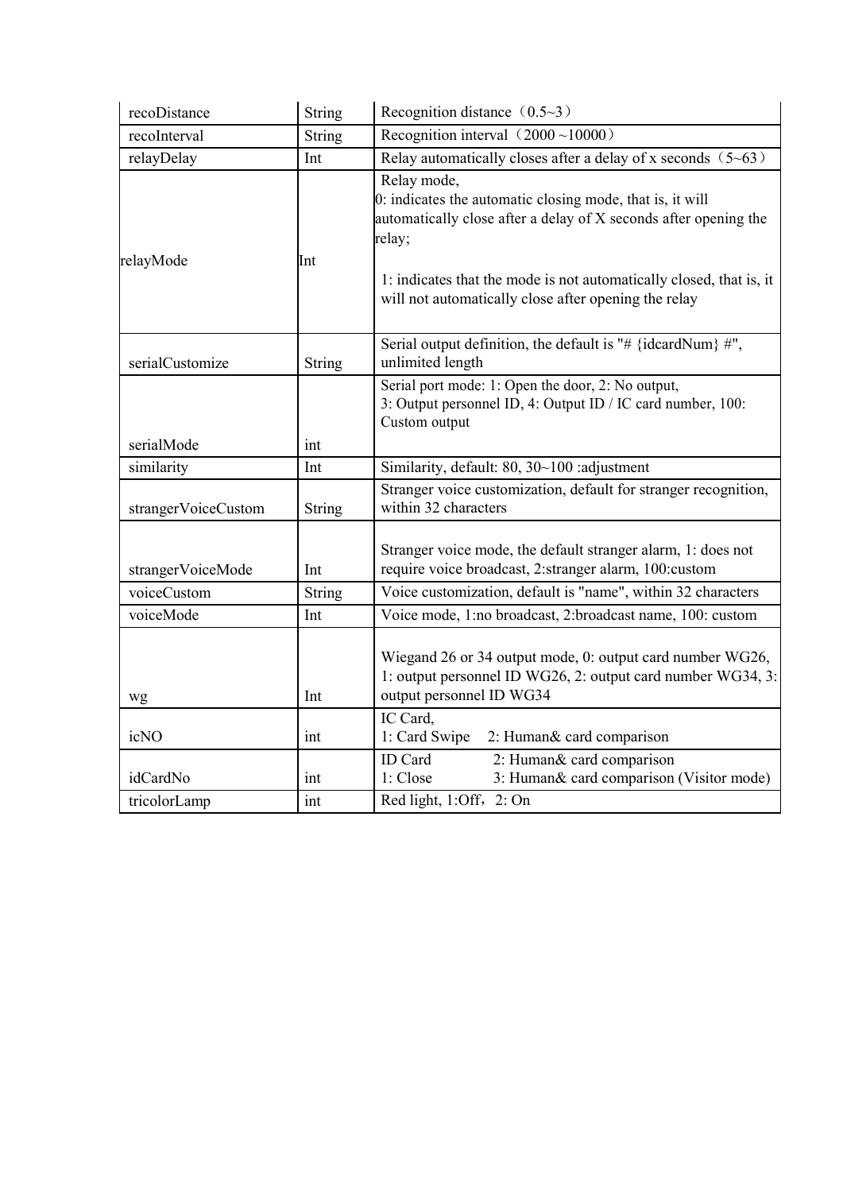| recoDistance | String | Recognition distance（0.5~3） |
|---|---|---|
| recoInterval | String | Recognition interval（2000 ~10000） |
| relayDelay | Int | Relay automatically closes after a delay of x seconds（5~63） |
| relayMode | Int | Relay mode,<br>0: indicates the automatic closing mode, that is, it will automatically close after a delay of X seconds after opening the relay;<br><br>1: indicates that the mode is not automatically closed, that is, it will not automatically close after opening the relay |
| serialCustomize | String | Serial output definition, the default is "# {idcardNum} #", unlimited length |
| serialMode | int | Serial port mode: 1: Open the door, 2: No output,<br>3: Output personnel ID, 4: Output ID / IC card number, 100: Custom output |
| similarity | Int | Similarity, default: 80, 30~100 :adjustment |
| strangerVoiceCustom | String | Stranger voice customization, default for stranger recognition, within 32 characters |
| strangerVoiceMode | Int | Stranger voice mode, the default stranger alarm, 1: does not require voice broadcast, 2:stranger alarm, 100:custom |
| voiceCustom | String | Voice customization, default is "name", within 32 characters |
| voiceMode | Int | Voice mode, 1:no broadcast, 2:broadcast name, 100: custom |
| wg | Int | Wiegand 26 or 34 output mode, 0: output card number WG26, 1: output personnel ID WG26, 2: output card number WG34, 3: output personnel ID WG34 |
| icNO | int | IC Card,<br>1: Card Swipe 2: Human& card comparison |
| idCardNo | int | ID Card 2: Human& card comparison<br>1: Close 3: Human& card comparison (Visitor mode) |
| tricolorLamp | int | Red light, 1:Off，2: On |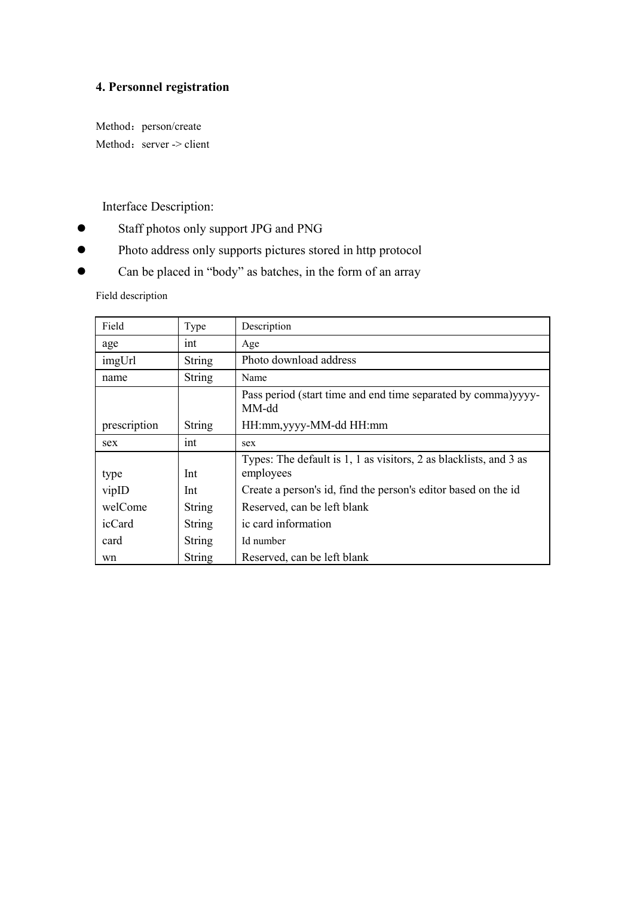#### 4. Personnel registration

Method：person/create

Method：server -> client

Interface Description:

- Staff photos only support JPG and PNG
- Photo address only supports pictures stored in http protocol
- Can be placed in “body” as batches, in the form of an array

Field description

| Field | Type | Description |
|---|---|---|
| age | int | Age |
| imgUrl | String | Photo download address |
| name | String | Name |
| prescription | String | Pass period (start time and end time separated by comma)yyyy-MM-dd HH:mm,yyyy-MM-dd HH:mm |
| sex | int | sex |
| type | Int | Types: The default is 1, 1 as visitors, 2 as blacklists, and 3 as employees |
| vipID | Int | Create a person's id, find the person's editor based on the id |
| welCome | String | Reserved, can be left blank |
| icCard | String | ic card information |
| card | String | Id number |
| wn | String | Reserved, can be left blank |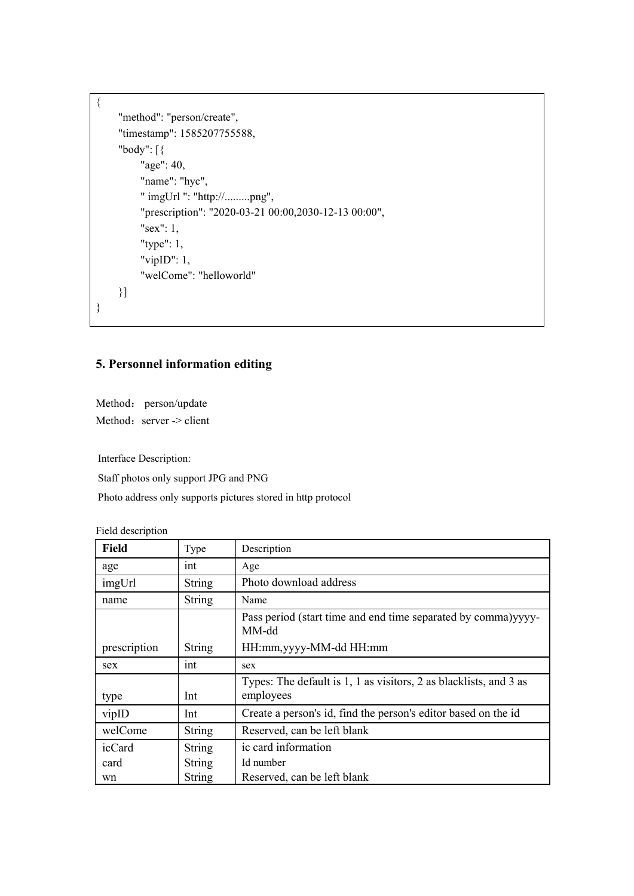```
{
    "method": "person/create",
    "timestamp": 1585207755588,
    "body": [{
        "age": 40,
        "name": "hyc",
        " imgUrl ": "http://.........png",
        "prescription": "2020-03-21 00:00,2030-12-13 00:00",
        "sex": 1,
        "type": 1,
        "vipID": 1,
        "welCome": "helloworld"
    }]
}
```

### 5. Personnel information editing

Method： person/update

Method：server -> client

Interface Description:

Staff photos only support JPG and PNG

Photo address only supports pictures stored in http protocol

Field description

| Field | Type | Description |
|---|---|---|
| age | int | Age |
| imgUrl | String | Photo download address |
| name | String | Name |
| prescription | String | Pass period (start time and end time separated by comma)yyyy-MM-dd HH:mm,yyyy-MM-dd HH:mm |
| sex | int | sex |
| type | Int | Types: The default is 1, 1 as visitors, 2 as blacklists, and 3 as employees |
| vipID | Int | Create a person's id, find the person's editor based on the id |
| welCome | String | Reserved, can be left blank |
| icCard | String | ic card information |
| card | String | Id number |
| wn | String | Reserved, can be left blank |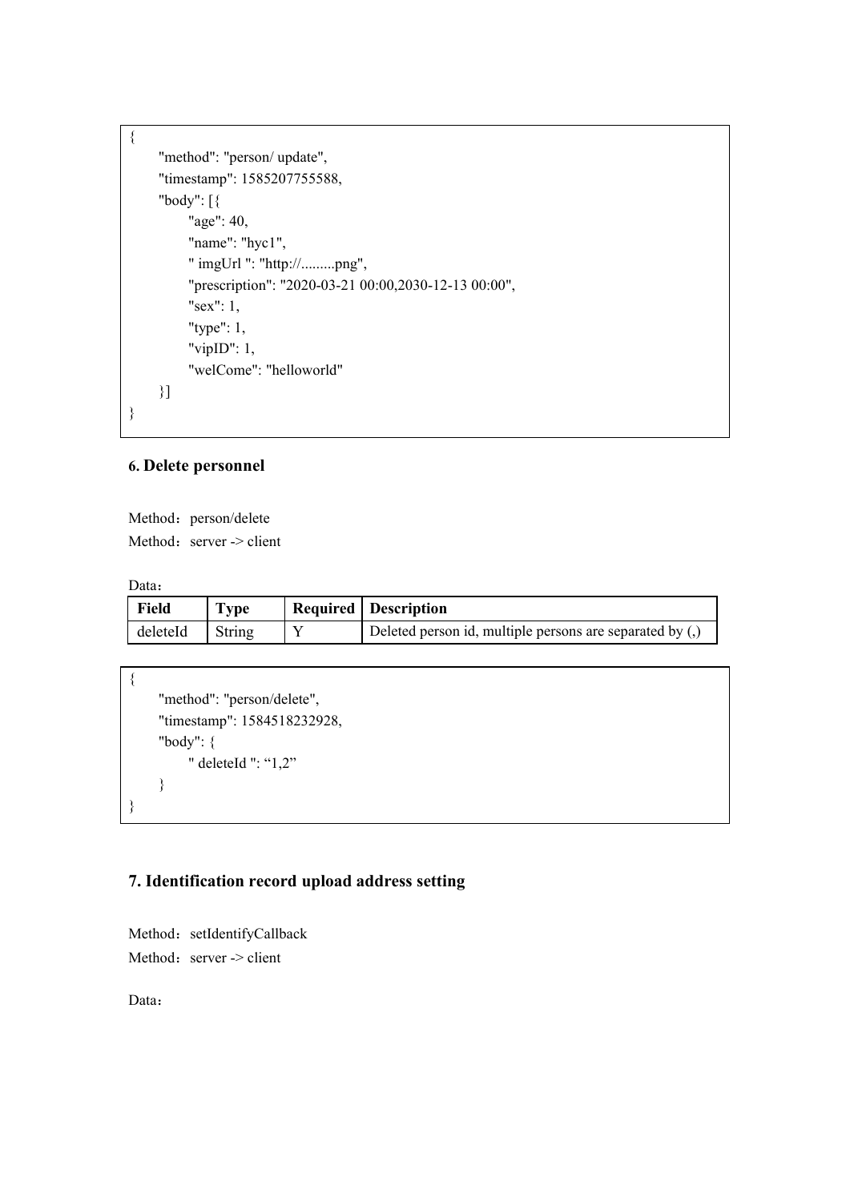```
{
    "method": "person/ update",
    "timestamp": 1585207755588,
    "body": [{
        "age": 40,
        "name": "hyc1",
        " imgUrl ": "http://.........png",
        "prescription": "2020-03-21 00:00,2030-12-13 00:00",
        "sex": 1,
        "type": 1,
        "vipID": 1,
        "welCome": "helloworld"
    }]
}
```

### 6. Delete personnel

Method：person/delete

Method：server -> client

Data：

| Field | Type | Required | Description |
|---|---|---|---|
| deleteId | String | Y | Deleted person id, multiple persons are separated by (,) |

```
{
    "method": "person/delete",
    "timestamp": 1584518232928,
    "body": {
        " deleteId ": “1,2”
    }
}
```

### 7. Identification record upload address setting

Method：setIdentifyCallback

Method：server -> client

Data：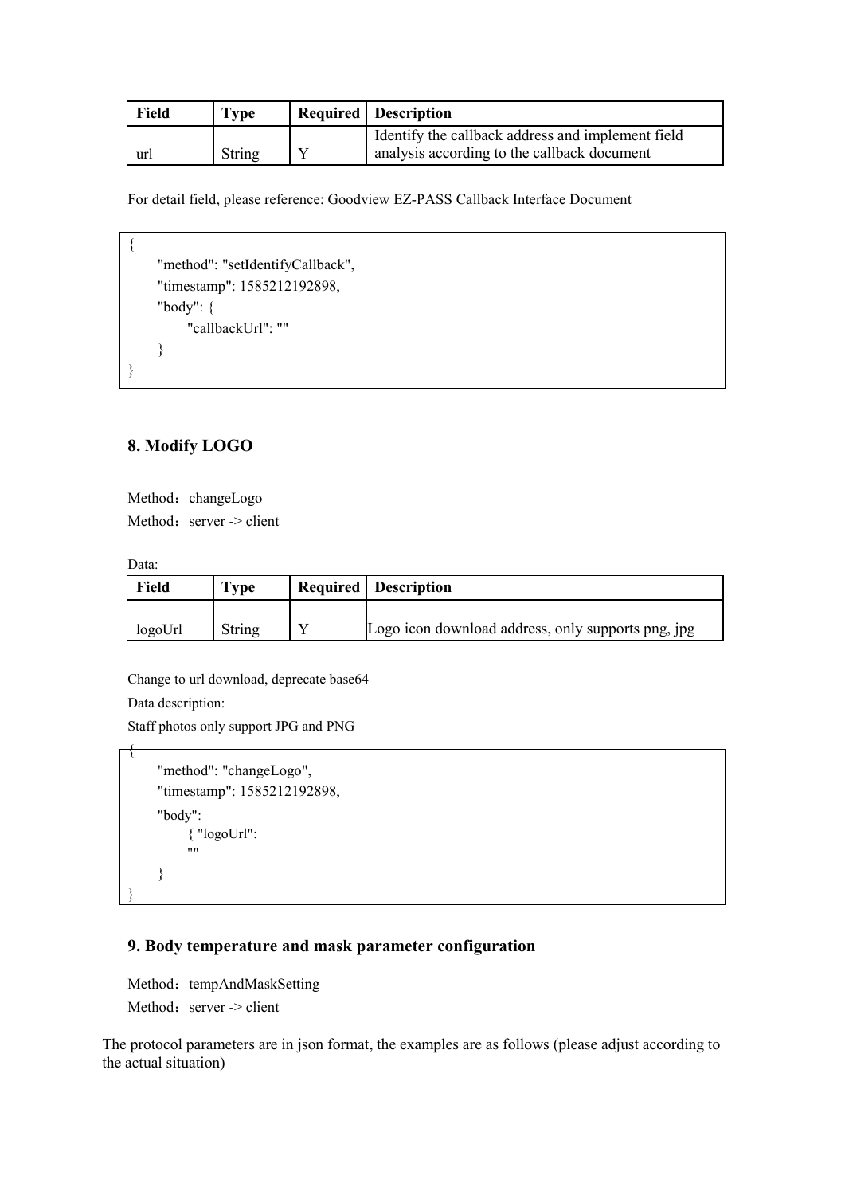| Field | Type | Required | Description |
|---|---|---|---|
| url | String | Y | Identify the callback address and implement field analysis according to the callback document |

For detail field, please reference: Goodview EZ-PASS Callback Interface Document

```
{
    "method": "setIdentifyCallback",
    "timestamp": 1585212192898,
    "body": {
        "callbackUrl": ""
    }
}
```

### 8. Modify LOGO

Method：changeLogo

Method：server -> client

Data:

| Field | Type | Required | Description |
|---|---|---|---|
| logoUrl | String | Y | Logo icon download address, only supports png, jpg |

Change to url download, deprecate base64

Data description:

Staff photos only support JPG and PNG

```
{
    "method": "changeLogo",
    "timestamp": 1585212192898,
    "body":
        { "logoUrl":
        ""
    }
}
```

### 9. Body temperature and mask parameter configuration

Method：tempAndMaskSetting

Method：server -> client

The protocol parameters are in json format, the examples are as follows (please adjust according to the actual situation)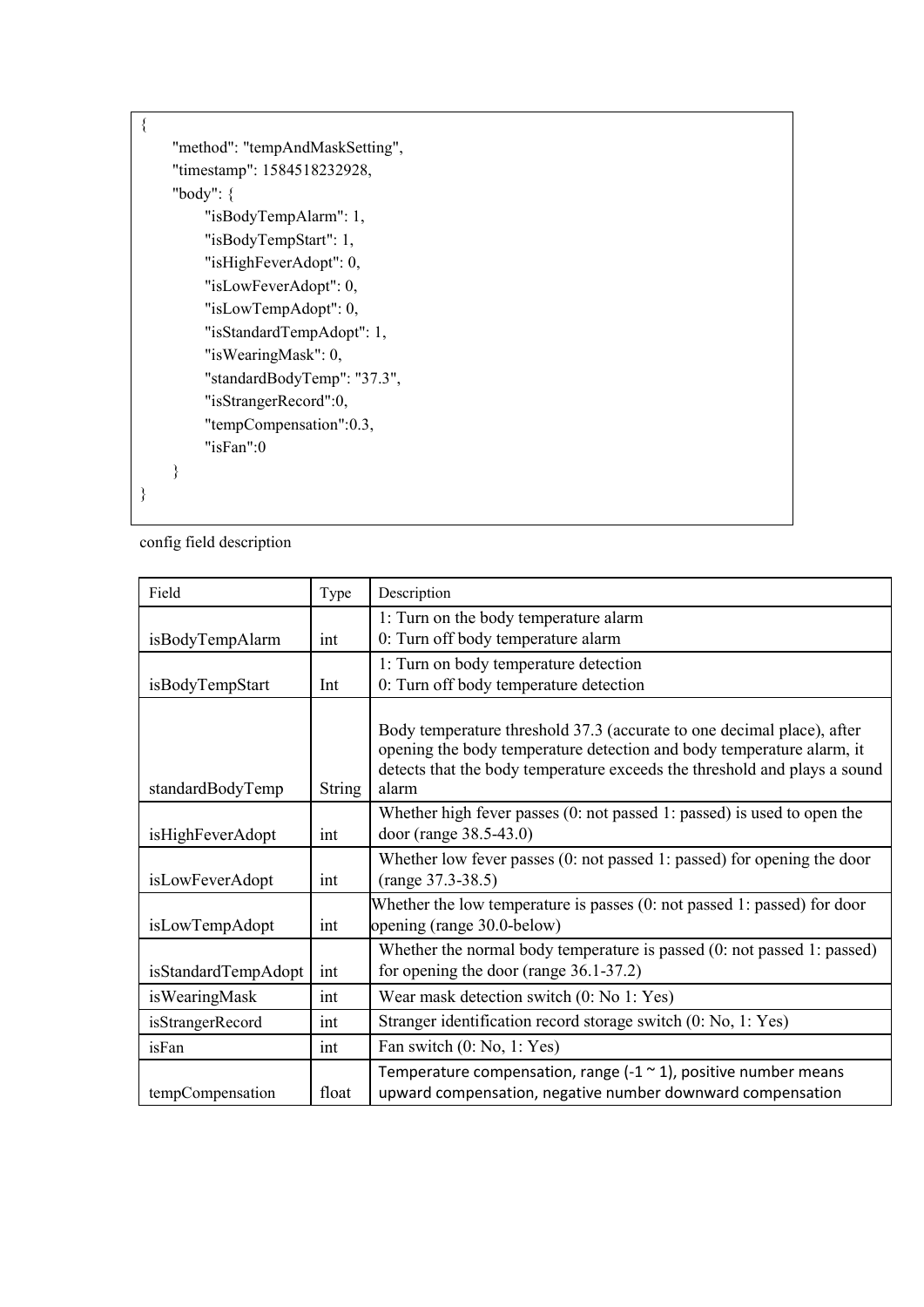```
{
    "method": "tempAndMaskSetting",
    "timestamp": 1584518232928,
    "body": {
        "isBodyTempAlarm": 1,
        "isBodyTempStart": 1,
        "isHighFeverAdopt": 0,
        "isLowFeverAdopt": 0,
        "isLowTempAdopt": 0,
        "isStandardTempAdopt": 1,
        "isWearingMask": 0,
        "standardBodyTemp": "37.3",
        "isStrangerRecord":0,
        "tempCompensation":0.3,
        "isFan":0
    }
}
```

config field description

| Field | Type | Description |
|---|---|---|
| isBodyTempAlarm | int | 1: Turn on the body temperature alarm<br>0: Turn off body temperature alarm |
| isBodyTempStart | Int | 1: Turn on body temperature detection<br>0: Turn off body temperature detection |
| standardBodyTemp | String | Body temperature threshold 37.3 (accurate to one decimal place), after opening the body temperature detection and body temperature alarm, it detects that the body temperature exceeds the threshold and plays a sound alarm |
| isHighFeverAdopt | int | Whether high fever passes (0: not passed 1: passed) is used to open the door (range 38.5-43.0) |
| isLowFeverAdopt | int | Whether low fever passes (0: not passed 1: passed) for opening the door (range 37.3-38.5) |
| isLowTempAdopt | int | Whether the low temperature is passes (0: not passed 1: passed) for door opening (range 30.0-below) |
| isStandardTempAdopt | int | Whether the normal body temperature is passed (0: not passed 1: passed) for opening the door (range 36.1-37.2) |
| isWearingMask | int | Wear mask detection switch (0: No 1: Yes) |
| isStrangerRecord | int | Stranger identification record storage switch (0: No, 1: Yes) |
| isFan | int | Fan switch (0: No, 1: Yes) |
| tempCompensation | float | Temperature compensation, range (-1 ~ 1), positive number means upward compensation, negative number downward compensation |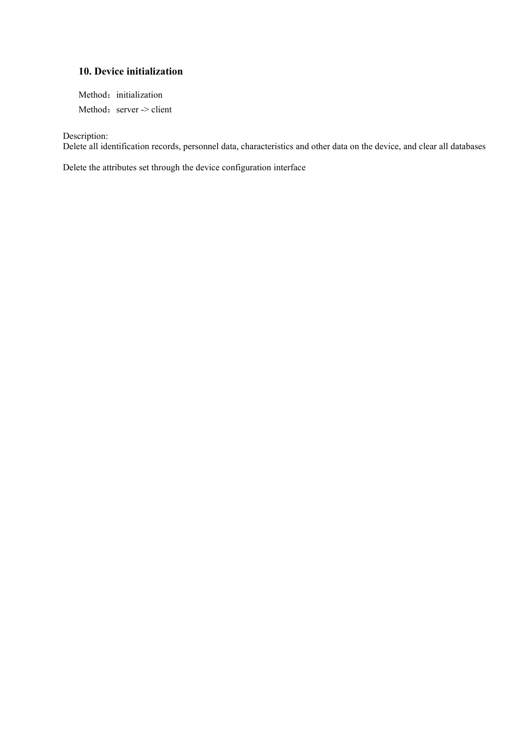### 10. Device initialization

Method：initialization

Method：server -> client

Description:
Delete all identification records, personnel data, characteristics and other data on the device, and clear all databases

Delete the attributes set through the device configuration interface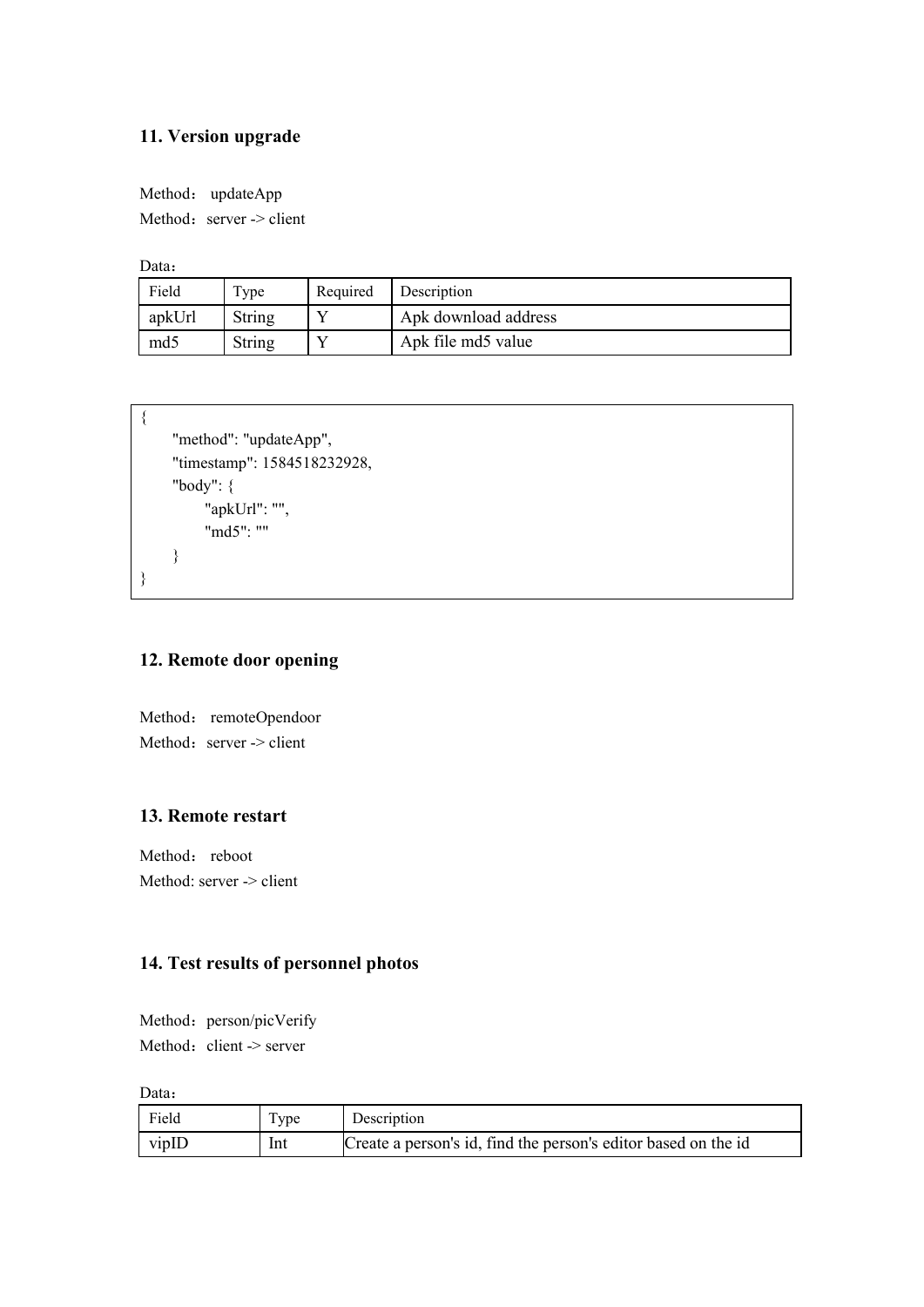## 11. Version upgrade

Method： updateApp

Method：server -> client

Data：

| Field | Type | Required | Description |
|---|---|---|---|
| apkUrl | String | Y | Apk download address |
| md5 | String | Y | Apk file md5 value |

```
{
    "method": "updateApp",
    "timestamp": 1584518232928,
    "body": {
        "apkUrl": "",
        "md5": ""
    }
}
```

## 12. Remote door opening

Method： remoteOpendoor

Method：server -> client

## 13. Remote restart

Method： reboot

Method: server -> client

## 14. Test results of personnel photos

Method：person/picVerify

Method：client -> server

Data：

| Field | Type | Description |
|---|---|---|
| vipID | Int | Create a person's id, find the person's editor based on the id |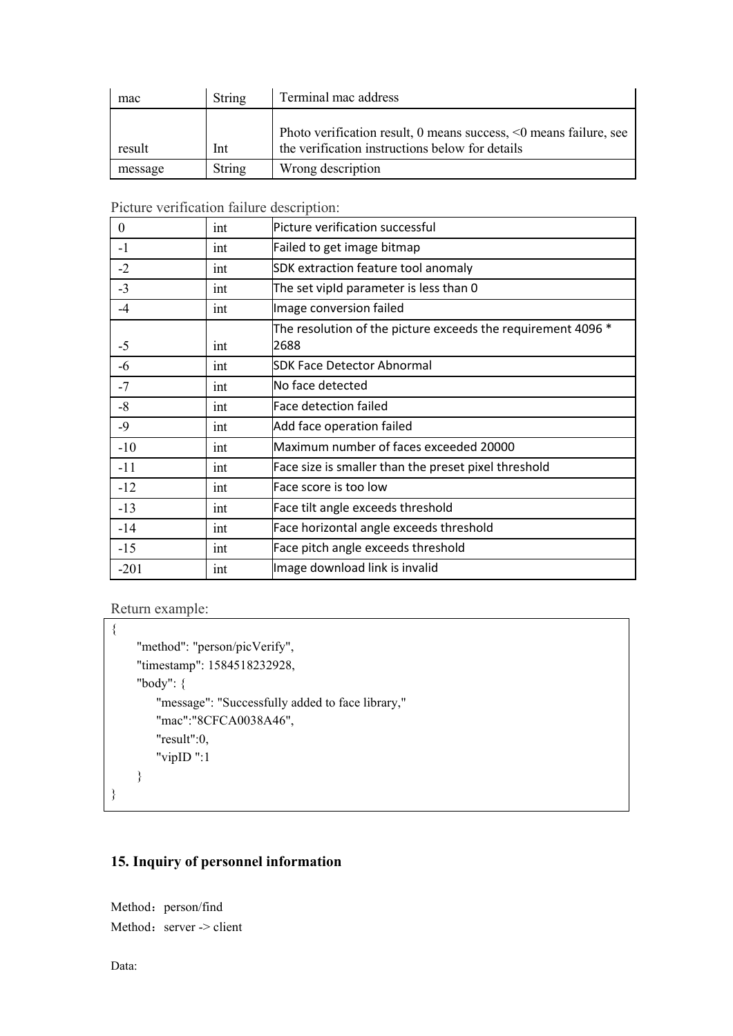| | | |
|---|---|---|
| mac | String | Terminal mac address |
| result | Int | Photo verification result, 0 means success, <0 means failure, see the verification instructions below for details |
| message | String | Wrong description |

Picture verification failure description:

| | | |
|---|---|---|
| 0 | int | Picture verification successful |
| -1 | int | Failed to get image bitmap |
| -2 | int | SDK extraction feature tool anomaly |
| -3 | int | The set vipId parameter is less than 0 |
| -4 | int | Image conversion failed |
| -5 | int | The resolution of the picture exceeds the requirement 4096 * 2688 |
| -6 | int | SDK Face Detector Abnormal |
| -7 | int | No face detected |
| -8 | int | Face detection failed |
| -9 | int | Add face operation failed |
| -10 | int | Maximum number of faces exceeded 20000 |
| -11 | int | Face size is smaller than the preset pixel threshold |
| -12 | int | Face score is too low |
| -13 | int | Face tilt angle exceeds threshold |
| -14 | int | Face horizontal angle exceeds threshold |
| -15 | int | Face pitch angle exceeds threshold |
| -201 | int | Image download link is invalid |

Return example:

```
{
    "method": "person/picVerify",
    "timestamp": 1584518232928,
    "body": {
        "message": "Successfully added to face library,"
        "mac":"8CFCA0038A46",
        "result":0,
        "vipID ":1
    }
}
```

## 15. Inquiry of personnel information

Method：person/find

Method：server -> client

Data: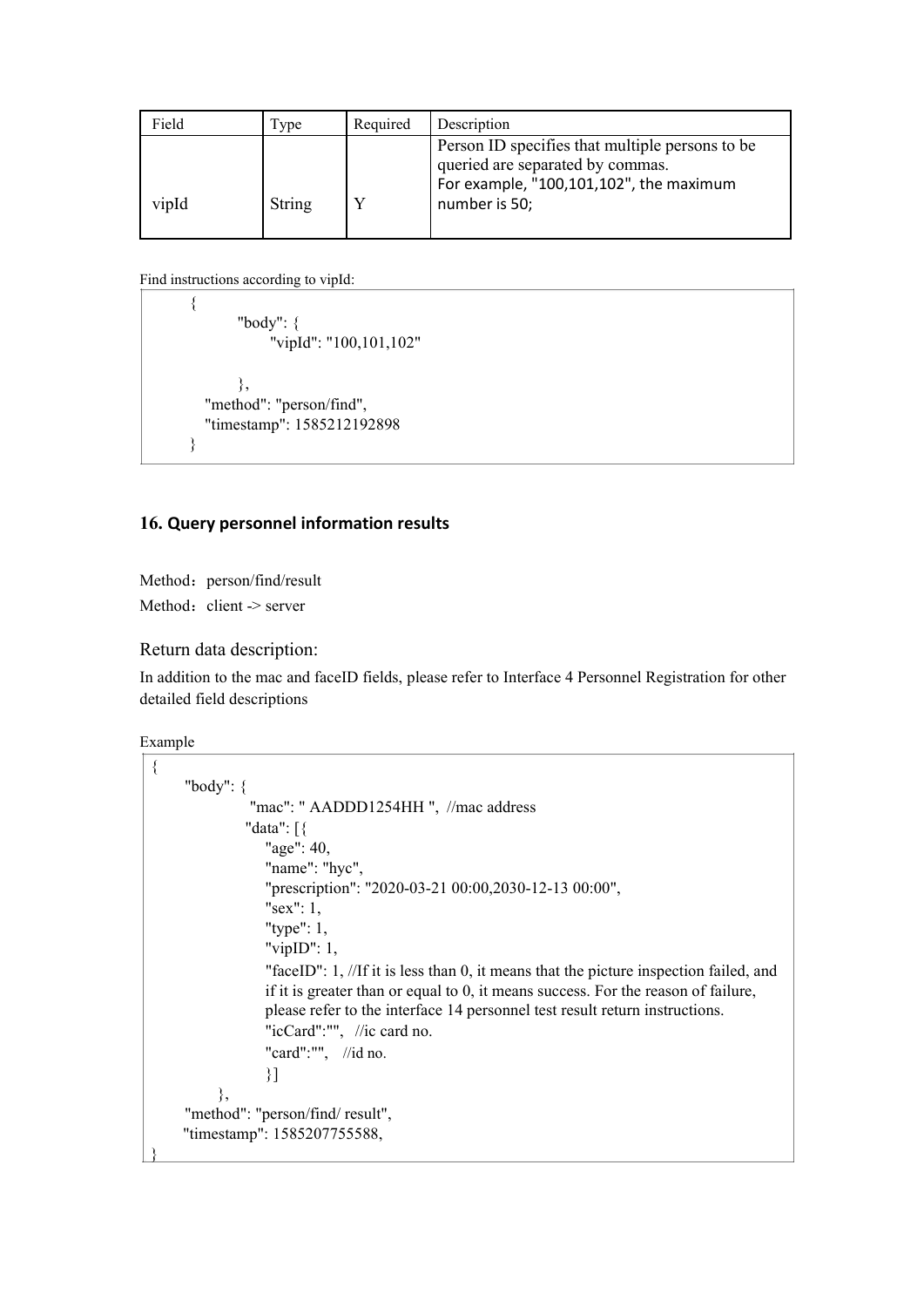| Field | Type | Required | Description |
| --- | --- | --- | --- |
| vipId | String | Y | Person ID specifies that multiple persons to be queried are separated by commas. For example, "100,101,102", the maximum number is 50; |

Find instructions according to vipId:

```
{
        "body": {
              "vipId": "100,101,102"

        },
    "method": "person/find",
    "timestamp": 1585212192898
}
```

### 16. Query personnel information results

Method：person/find/result

Method：client -> server

## Return data description:

In addition to the mac and faceID fields, please refer to Interface 4 Personnel Registration for other detailed field descriptions

Example

```
{
      "body": {
                "mac": " AADDD1254HH ",  //mac address
               "data": [{
                  "age": 40,
                  "name": "hyc",
                  "prescription": "2020-03-21 00:00,2030-12-13 00:00",
                  "sex": 1,
                  "type": 1,
                  "vipID": 1,
                  "faceID": 1, //If it is less than 0, it means that the picture inspection failed, and
                  if it is greater than or equal to 0, it means success. For the reason of failure,
                  please refer to the interface 14 personnel test result return instructions.
                  "icCard":"",   //ic card no.
                  "card":"",    //id no.
                  }]
          },
      "method": "person/find/ result",
      "timestamp": 1585207755588,
}
```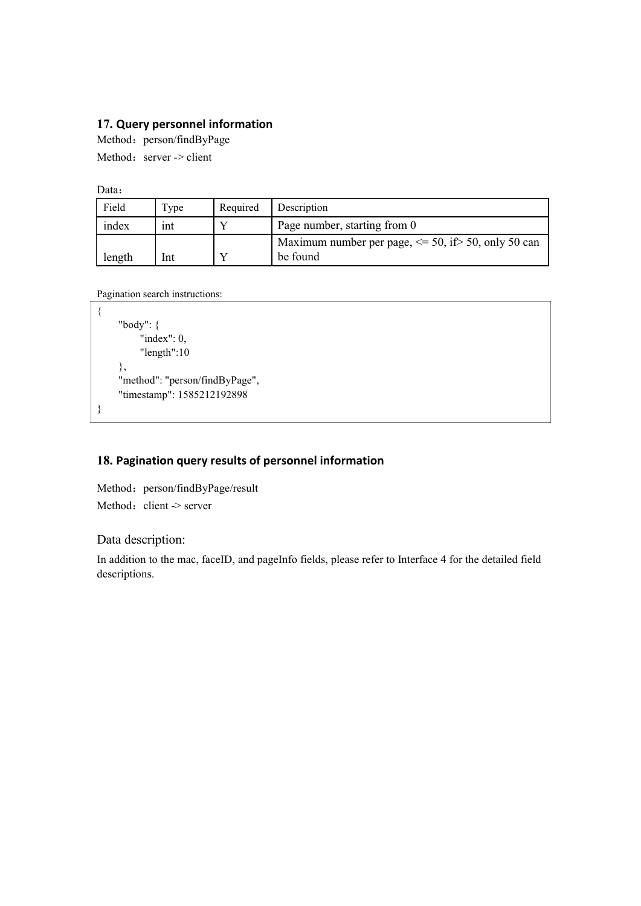### 17. Query personnel information

Method：person/findByPage

Method：server -> client

Data：

| Field | Type | Required | Description |
|---|---|---|---|
| index | int | Y | Page number, starting from 0 |
| length | Int | Y | Maximum number per page, <= 50, if> 50, only 50 can be found |

Pagination search instructions:

```
{
    "body": {
        "index": 0,
        "length":10
    },
    "method": "person/findByPage",
    "timestamp": 1585212192898
}
```

### 18. Pagination query results of personnel information

Method：person/findByPage/result

Method：client -> server

Data description:

In addition to the mac, faceID, and pageInfo fields, please refer to Interface 4 for the detailed field descriptions.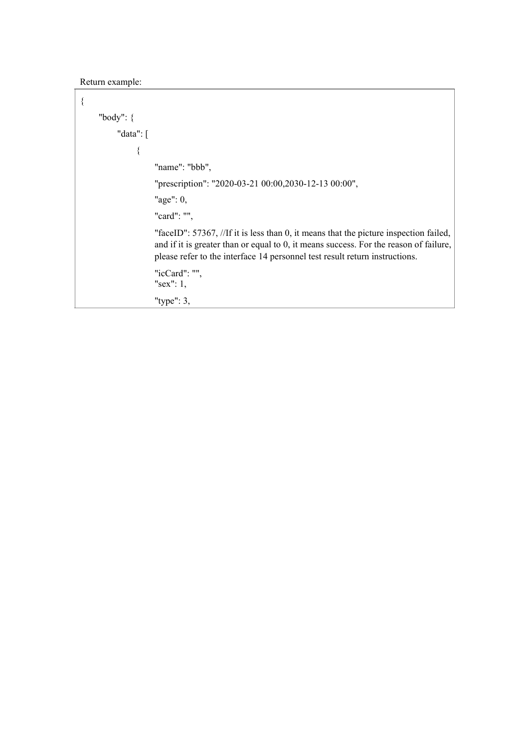Return example:

```
{
    "body": {
        "data": [
            {
                "name": "bbb",
                "prescription": "2020-03-21 00:00,2030-12-13 00:00",
                "age": 0,
                "card": "",
                "faceID": 57367, //If it is less than 0, it means that the picture inspection failed, and if it is greater than or equal to 0, it means success. For the reason of failure, please refer to the interface 14 personnel test result return instructions.
                "icCard": "",
                "sex": 1,
                "type": 3,
```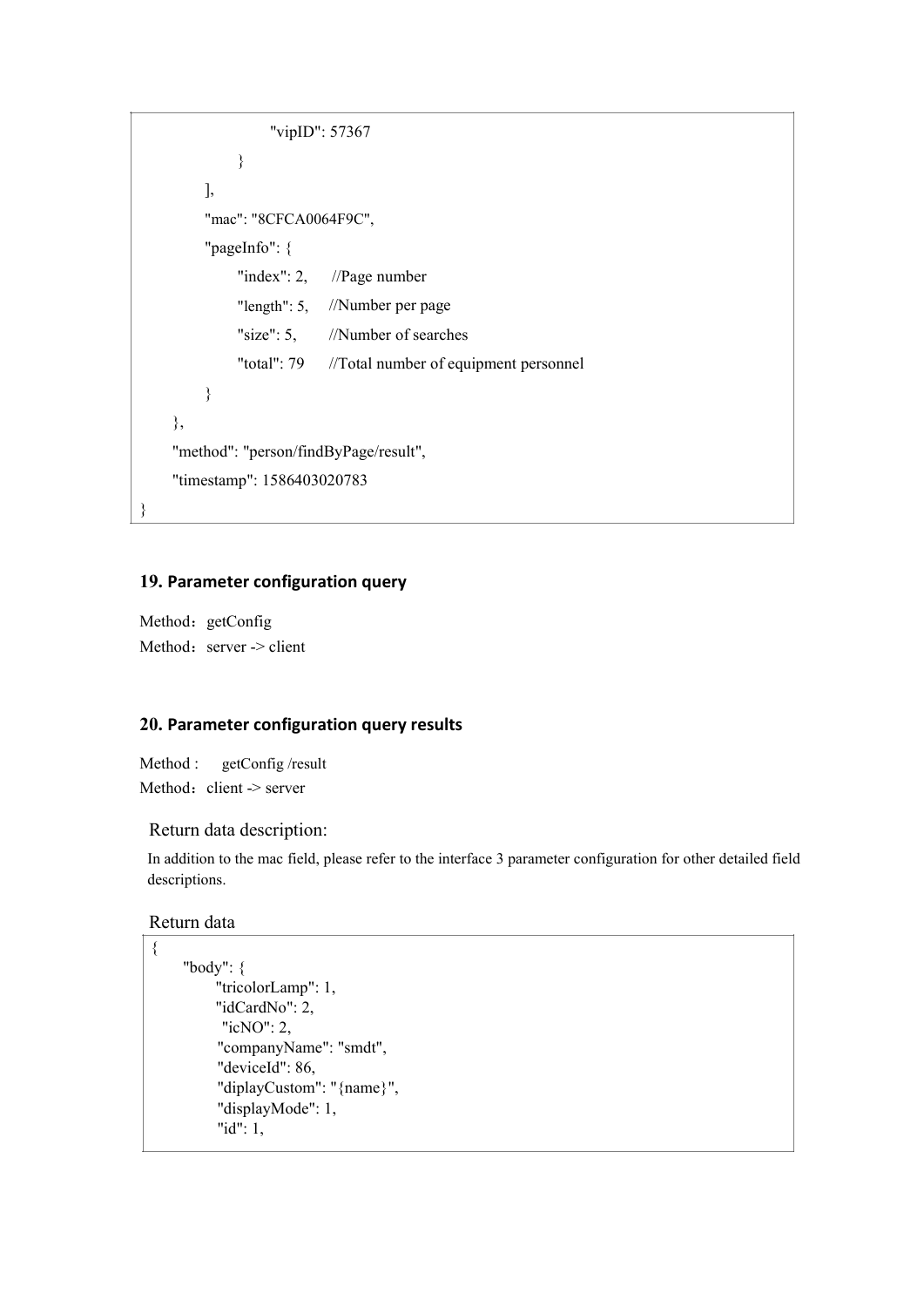```
                    "vipID": 57367
              }
        ],
        "mac": "8CFCA0064F9C",
        "pageInfo": {
              "index": 2,     //Page number
              "length": 5,    //Number per page
              "size": 5,      //Number of searches
              "total": 79     //Total number of equipment personnel
        }
    },
    "method": "person/findByPage/result",
    "timestamp": 1586403020783
}
```

### 19. Parameter configuration query

Method：getConfig
Method：server -> client

### 20. Parameter configuration query results

Method :   getConfig /result
Method：client -> server

Return data description:

In addition to the mac field, please refer to the interface 3 parameter configuration for other detailed field descriptions.

Return data

```
{
     "body": {
           "tricolorLamp": 1,
           "idCardNo": 2,
            "icNO": 2,
           "companyName": "smdt",
           "deviceId": 86,
           "diplayCustom": "{name}",
           "displayMode": 1,
           "id": 1,
```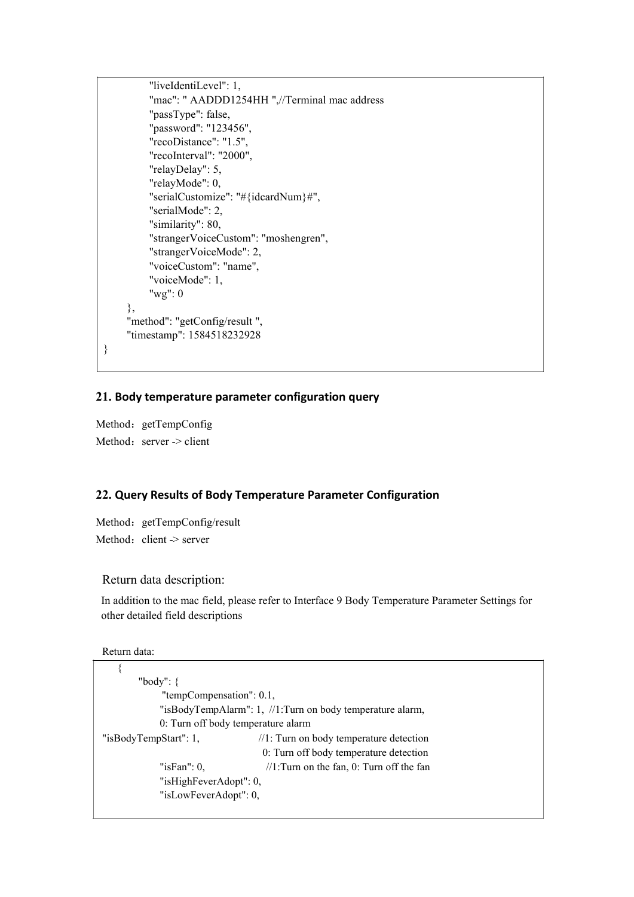```
            "liveIdentiLevel": 1,
            "mac": " AADDD1254HH ",//Terminal mac address
            "passType": false,
            "password": "123456",
            "recoDistance": "1.5",
            "recoInterval": "2000",
            "relayDelay": 5,
            "relayMode": 0,
            "serialCustomize": "#{idcardNum}#",
            "serialMode": 2,
            "similarity": 80,
            "strangerVoiceCustom": "moshengren",
            "strangerVoiceMode": 2,
            "voiceCustom": "name",
            "voiceMode": 1,
            "wg": 0
        },
        "method": "getConfig/result ",
        "timestamp": 1584518232928
}
```

## 21. Body temperature parameter configuration query

Method：getTempConfig

Method：server -> client

## 22. Query Results of Body Temperature Parameter Configuration

Method：getTempConfig/result

Method：client -> server

Return data description:

In addition to the mac field, please refer to Interface 9 Body Temperature Parameter Settings for other detailed field descriptions

Return data:

```
    {
        "body": {
            "tempCompensation": 0.1,
            "isBodyTempAlarm": 1,  //1:Turn on body temperature alarm,
            0: Turn off body temperature alarm
"isBodyTempStart": 1,                //1: Turn on body temperature detection
                                      0: Turn off body temperature detection
            "isFan": 0,               //1:Turn on the fan, 0: Turn off the fan
            "isHighFeverAdopt": 0,
            "isLowFeverAdopt": 0,
```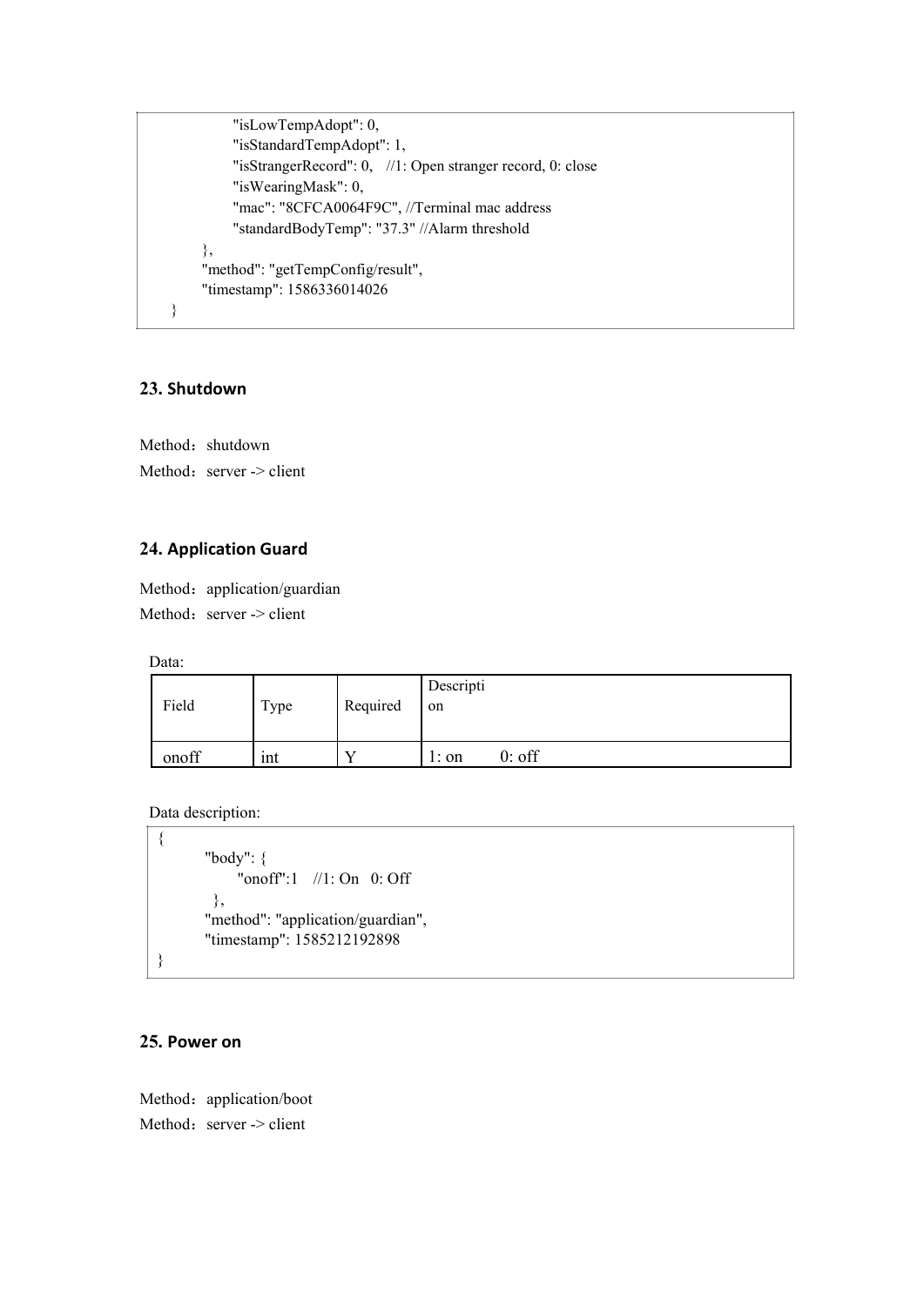```
            "isLowTempAdopt": 0,
            "isStandardTempAdopt": 1,
            "isStrangerRecord": 0,    //1: Open stranger record, 0: close
            "isWearingMask": 0,
            "mac": "8CFCA0064F9C", //Terminal mac address
            "standardBodyTemp": "37.3" //Alarm threshold
        },
        "method": "getTempConfig/result",
        "timestamp": 1586336014026
    }
```

## 23. Shutdown

Method：shutdown

Method：server -> client

## 24. Application Guard

Method：application/guardian

Method：server -> client

Data:

| Field | Type | Required | Description |
|---|---|---|---|
| onoff | int | Y | 1: on 0: off |

Data description:

```
{
        "body": {
              "onoff":1    //1: On   0: Off
          },
        "method": "application/guardian",
        "timestamp": 1585212192898
}
```

## 25. Power on

Method：application/boot

Method：server -> client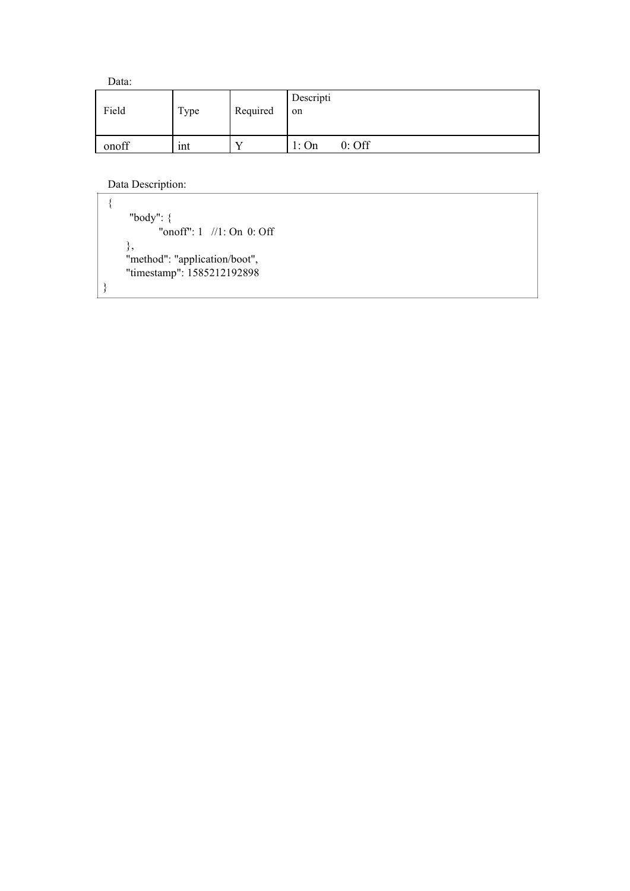Data:

| Field | Type | Required | Description |
| --- | --- | --- | --- |
| onoff | int | Y | 1: On 0: Off |

Data Description:

```
{
    "body": {
        "onoff": 1   //1: On  0: Off
    },
    "method": "application/boot",
    "timestamp": 1585212192898
}
```